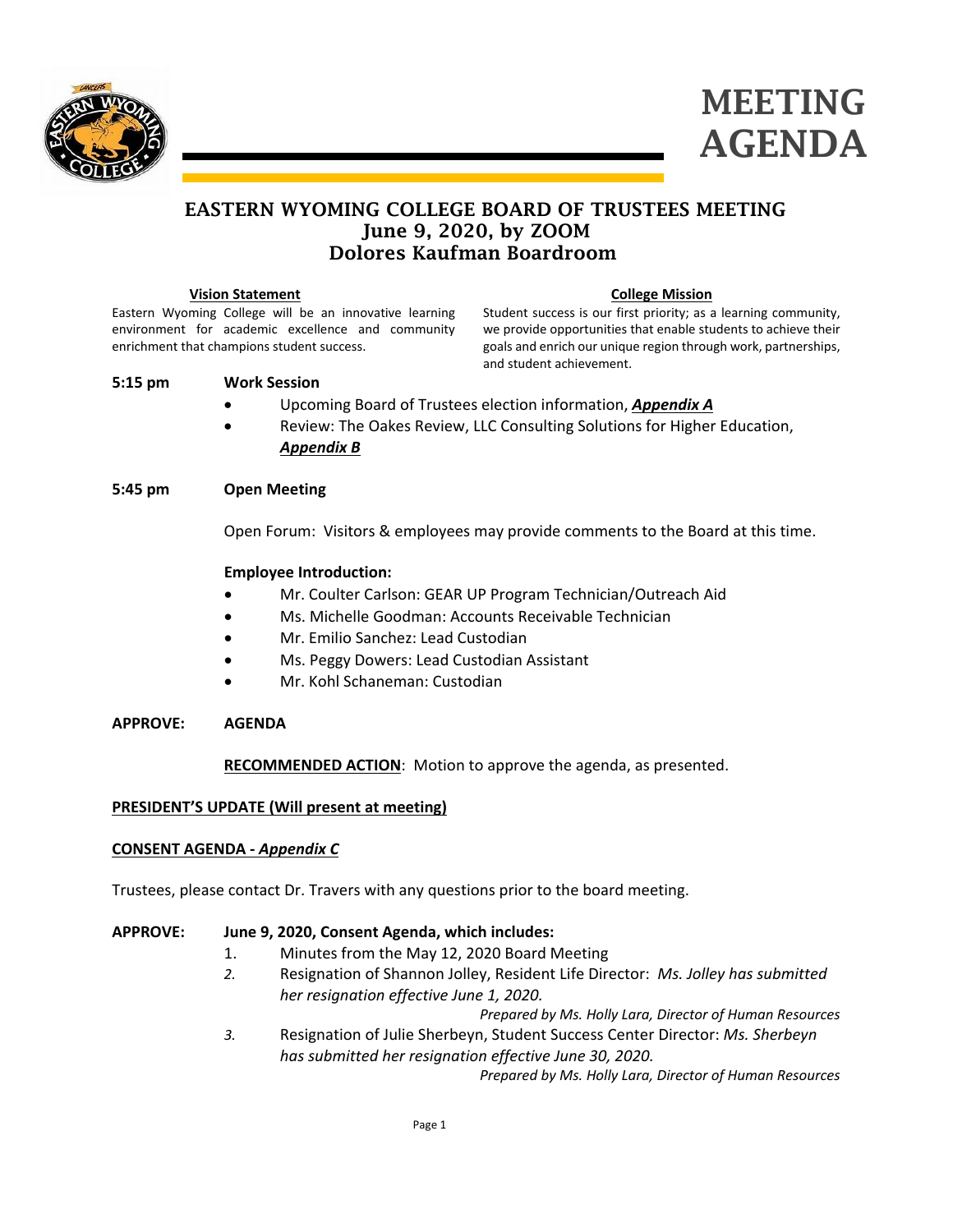# MEETING AGENDA

## EASTERN WYOMING COLLEGE BOARD OF TRUSTEES MEETING
## June 9, 2020, by ZOOM
## Dolores Kaufman Boardroom

**Vision Statement**

Eastern Wyoming College will be an innovative learning environment for academic excellence and community enrichment that champions student success.

**College Mission**

Student success is our first priority; as a learning community, we provide opportunities that enable students to achieve their goals and enrich our unique region through work, partnerships, and student achievement.

**5:15 pm** **Work Session**

- Upcoming Board of Trustees election information, ***Appendix A***
- Review: The Oakes Review, LLC Consulting Solutions for Higher Education, ***Appendix B***

**5:45 pm** **Open Meeting**

Open Forum: Visitors & employees may provide comments to the Board at this time.

**Employee Introduction:**

- Mr. Coulter Carlson: GEAR UP Program Technician/Outreach Aid
- Ms. Michelle Goodman: Accounts Receivable Technician
- Mr. Emilio Sanchez: Lead Custodian
- Ms. Peggy Dowers: Lead Custodian Assistant
- Mr. Kohl Schaneman: Custodian

**APPROVE:** **AGENDA**

**RECOMMENDED ACTION**: Motion to approve the agenda, as presented.

**PRESIDENT'S UPDATE (Will present at meeting)**

**CONSENT AGENDA - *Appendix C***

Trustees, please contact Dr. Travers with any questions prior to the board meeting.

**APPROVE:** **June 9, 2020, Consent Agenda, which includes:**

1. Minutes from the May 12, 2020 Board Meeting
2. Resignation of Shannon Jolley, Resident Life Director: *Ms. Jolley has submitted her resignation effective June 1, 2020.*

   *Prepared by Ms. Holly Lara, Director of Human Resources*
3. Resignation of Julie Sherbeyn, Student Success Center Director: *Ms. Sherbeyn has submitted her resignation effective June 30, 2020.*

   *Prepared by Ms. Holly Lara, Director of Human Resources*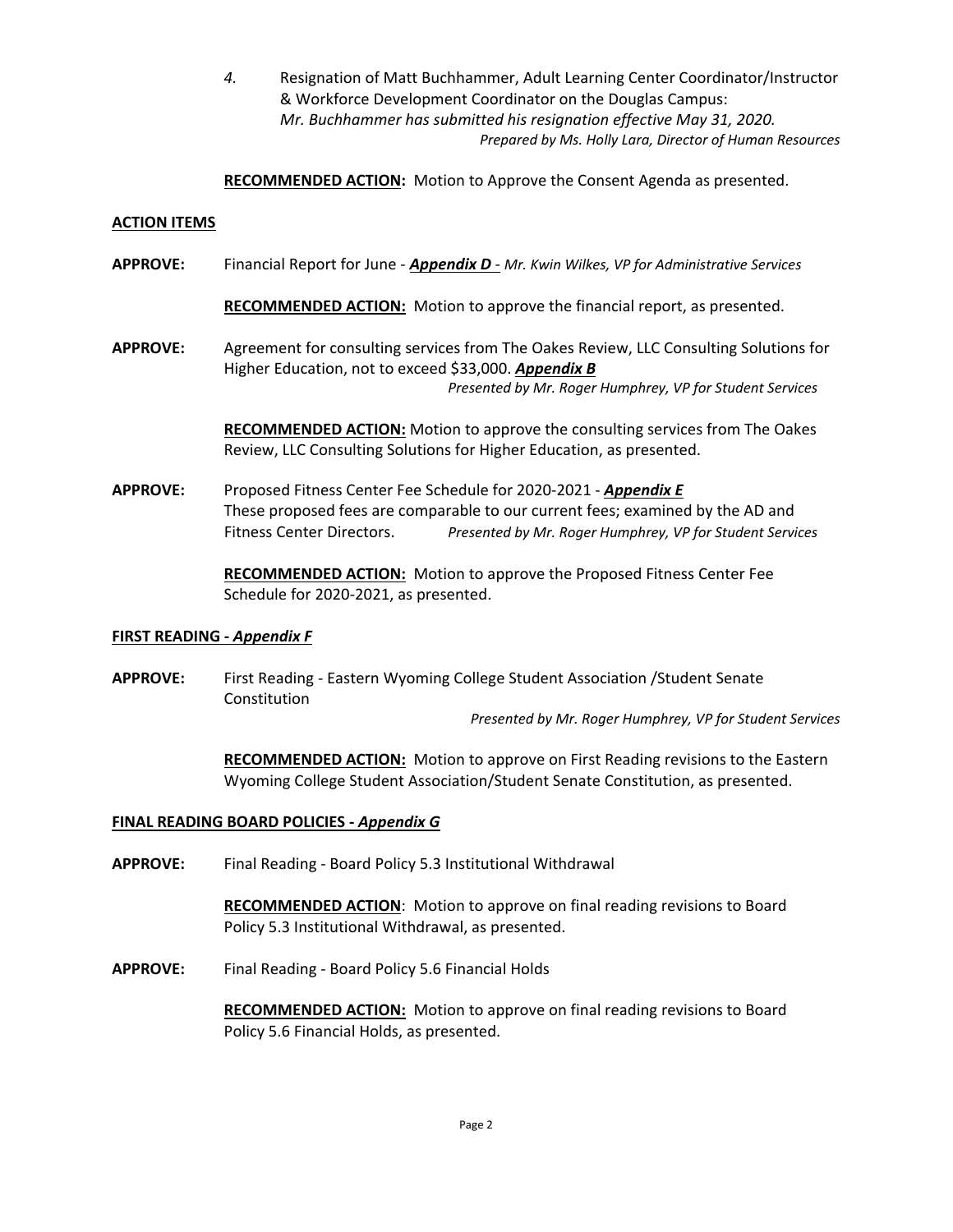4. Resignation of Matt Buchhammer, Adult Learning Center Coordinator/Instructor & Workforce Development Coordinator on the Douglas Campus:
   *Mr. Buchhammer has submitted his resignation effective May 31, 2020.*
   *Prepared by Ms. Holly Lara, Director of Human Resources*

**RECOMMENDED ACTION:** Motion to Approve the Consent Agenda as presented.

**ACTION ITEMS**

**APPROVE:** Financial Report for June - ***Appendix D*** - *Mr. Kwin Wilkes, VP for Administrative Services*

**RECOMMENDED ACTION:** Motion to approve the financial report, as presented.

**APPROVE:** Agreement for consulting services from The Oakes Review, LLC Consulting Solutions for Higher Education, not to exceed $33,000. ***Appendix B***
*Presented by Mr. Roger Humphrey, VP for Student Services*

**RECOMMENDED ACTION:** Motion to approve the consulting services from The Oakes Review, LLC Consulting Solutions for Higher Education, as presented.

**APPROVE:** Proposed Fitness Center Fee Schedule for 2020-2021 - ***Appendix E***
These proposed fees are comparable to our current fees; examined by the AD and Fitness Center Directors. *Presented by Mr. Roger Humphrey, VP for Student Services*

**RECOMMENDED ACTION:** Motion to approve the Proposed Fitness Center Fee Schedule for 2020-2021, as presented.

**FIRST READING - *Appendix F***

**APPROVE:** First Reading - Eastern Wyoming College Student Association /Student Senate Constitution
*Presented by Mr. Roger Humphrey, VP for Student Services*

**RECOMMENDED ACTION:** Motion to approve on First Reading revisions to the Eastern Wyoming College Student Association/Student Senate Constitution, as presented.

**FINAL READING BOARD POLICIES - *Appendix G***

**APPROVE:** Final Reading - Board Policy 5.3 Institutional Withdrawal

**RECOMMENDED ACTION**: Motion to approve on final reading revisions to Board Policy 5.3 Institutional Withdrawal, as presented.

**APPROVE:** Final Reading - Board Policy 5.6 Financial Holds

**RECOMMENDED ACTION:** Motion to approve on final reading revisions to Board Policy 5.6 Financial Holds, as presented.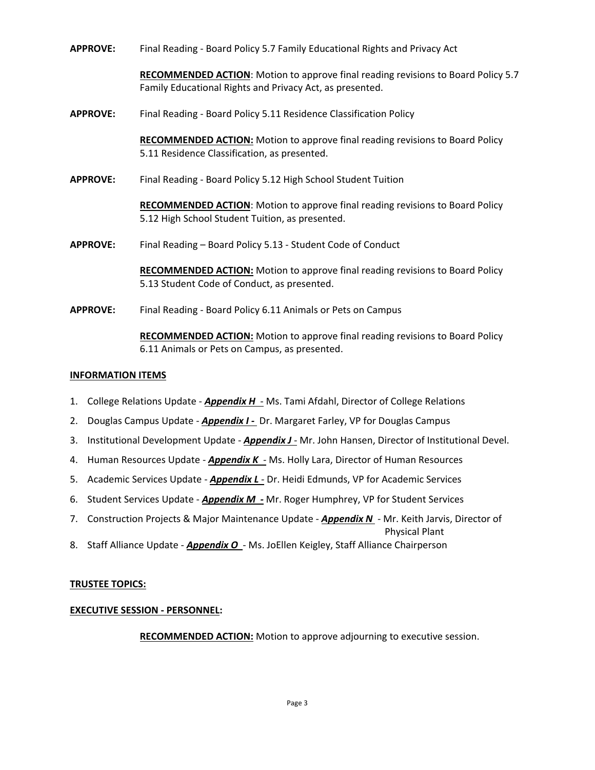**APPROVE:** Final Reading - Board Policy 5.7 Family Educational Rights and Privacy Act

**RECOMMENDED ACTION**: Motion to approve final reading revisions to Board Policy 5.7 Family Educational Rights and Privacy Act, as presented.

**APPROVE:** Final Reading - Board Policy 5.11 Residence Classification Policy

**RECOMMENDED ACTION:** Motion to approve final reading revisions to Board Policy 5.11 Residence Classification, as presented.

**APPROVE:** Final Reading - Board Policy 5.12 High School Student Tuition

**RECOMMENDED ACTION**: Motion to approve final reading revisions to Board Policy 5.12 High School Student Tuition, as presented.

**APPROVE:** Final Reading – Board Policy 5.13 - Student Code of Conduct

**RECOMMENDED ACTION:** Motion to approve final reading revisions to Board Policy 5.13 Student Code of Conduct, as presented.

**APPROVE:** Final Reading - Board Policy 6.11 Animals or Pets on Campus

**RECOMMENDED ACTION:** Motion to approve final reading revisions to Board Policy 6.11 Animals or Pets on Campus, as presented.

**INFORMATION ITEMS**

1. College Relations Update - ***Appendix H*** - Ms. Tami Afdahl, Director of College Relations
2. Douglas Campus Update - ***Appendix I*** - Dr. Margaret Farley, VP for Douglas Campus
3. Institutional Development Update - ***Appendix J*** - Mr. John Hansen, Director of Institutional Devel.
4. Human Resources Update - ***Appendix K*** - Ms. Holly Lara, Director of Human Resources
5. Academic Services Update - ***Appendix L*** - Dr. Heidi Edmunds, VP for Academic Services
6. Student Services Update - ***Appendix M*** - Mr. Roger Humphrey, VP for Student Services
7. Construction Projects & Major Maintenance Update - ***Appendix N*** - Mr. Keith Jarvis, Director of Physical Plant
8. Staff Alliance Update - ***Appendix O*** - Ms. JoEllen Keigley, Staff Alliance Chairperson

**TRUSTEE TOPICS:**

**EXECUTIVE SESSION - PERSONNEL:**

**RECOMMENDED ACTION:** Motion to approve adjourning to executive session.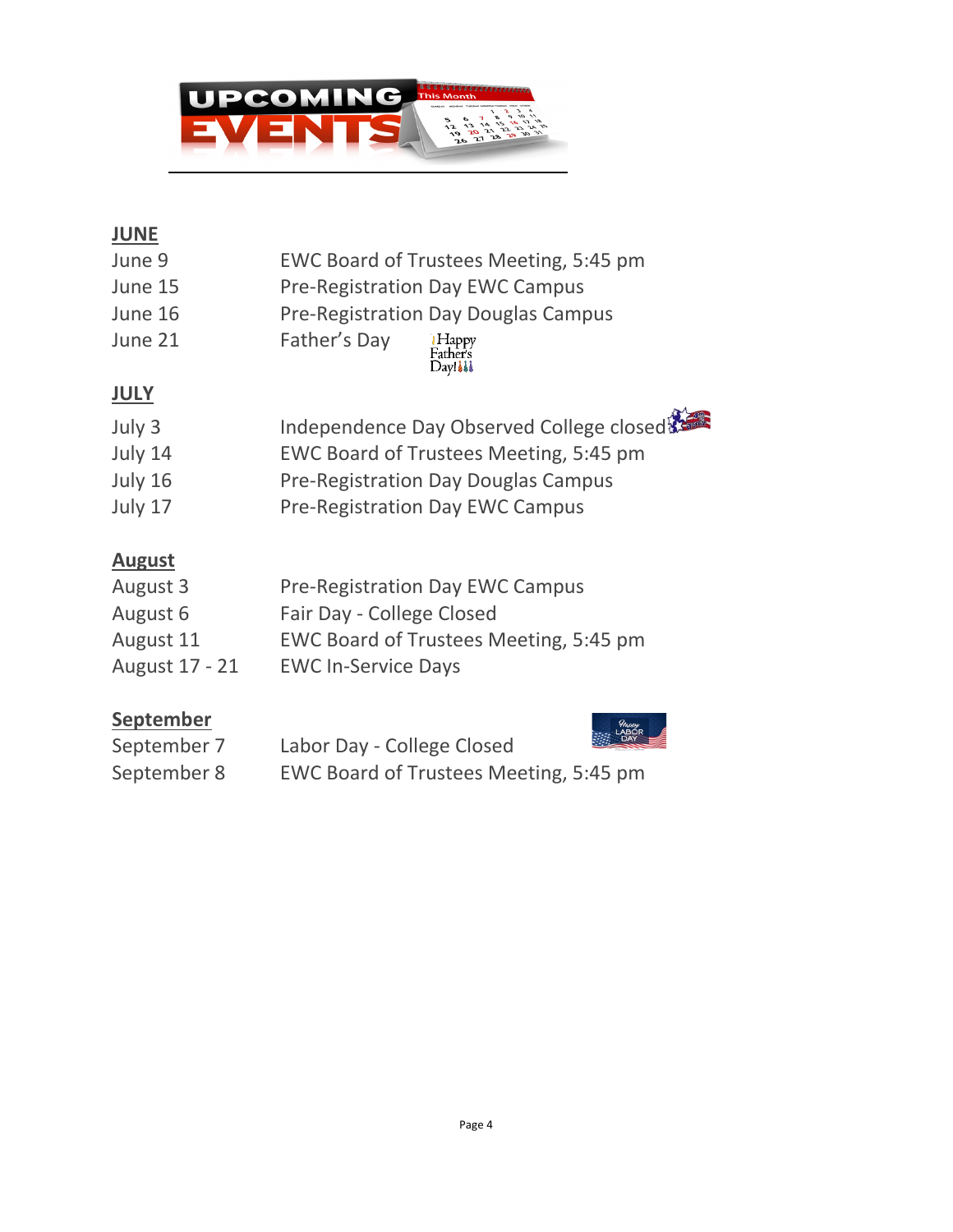# UPCOMING EVENTS

## JUNE

| | |
|---|---|
| June 9 | EWC Board of Trustees Meeting, 5:45 pm |
| June 15 | Pre-Registration Day EWC Campus |
| June 16 | Pre-Registration Day Douglas Campus |
| June 21 | Father's Day |

## JULY

| | |
|---|---|
| July 3 | Independence Day Observed College closed |
| July 14 | EWC Board of Trustees Meeting, 5:45 pm |
| July 16 | Pre-Registration Day Douglas Campus |
| July 17 | Pre-Registration Day EWC Campus |

## August

| | |
|---|---|
| August 3 | Pre-Registration Day EWC Campus |
| August 6 | Fair Day - College Closed |
| August 11 | EWC Board of Trustees Meeting, 5:45 pm |
| August 17 - 21 | EWC In-Service Days |

## September

| | |
|---|---|
| September 7 | Labor Day - College Closed |
| September 8 | EWC Board of Trustees Meeting, 5:45 pm |